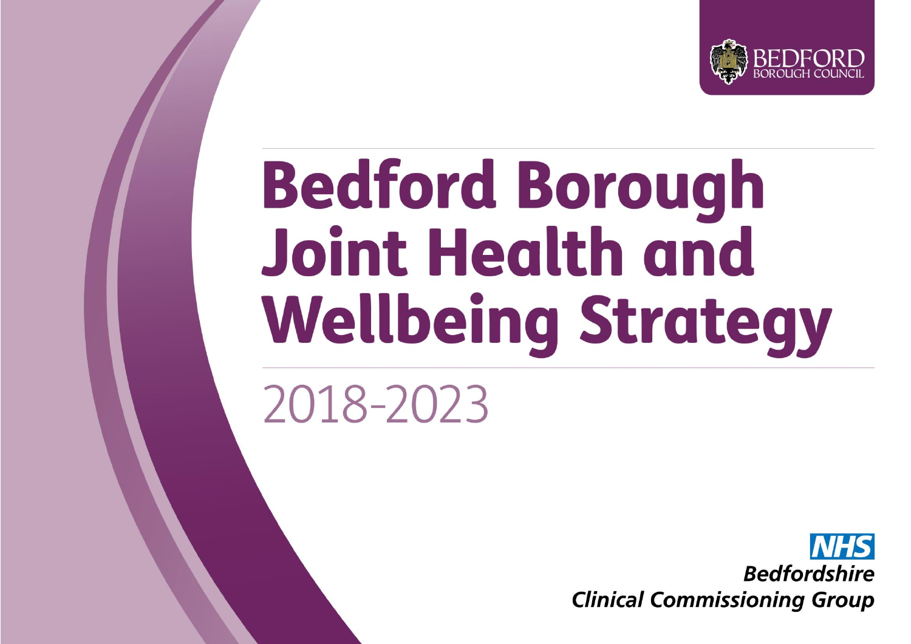BEDFORD BOROUGH COUNCIL

# Bedford Borough Joint Health and Wellbeing Strategy

2018-2023

NHS
**_Bedfordshire Clinical Commissioning Group_**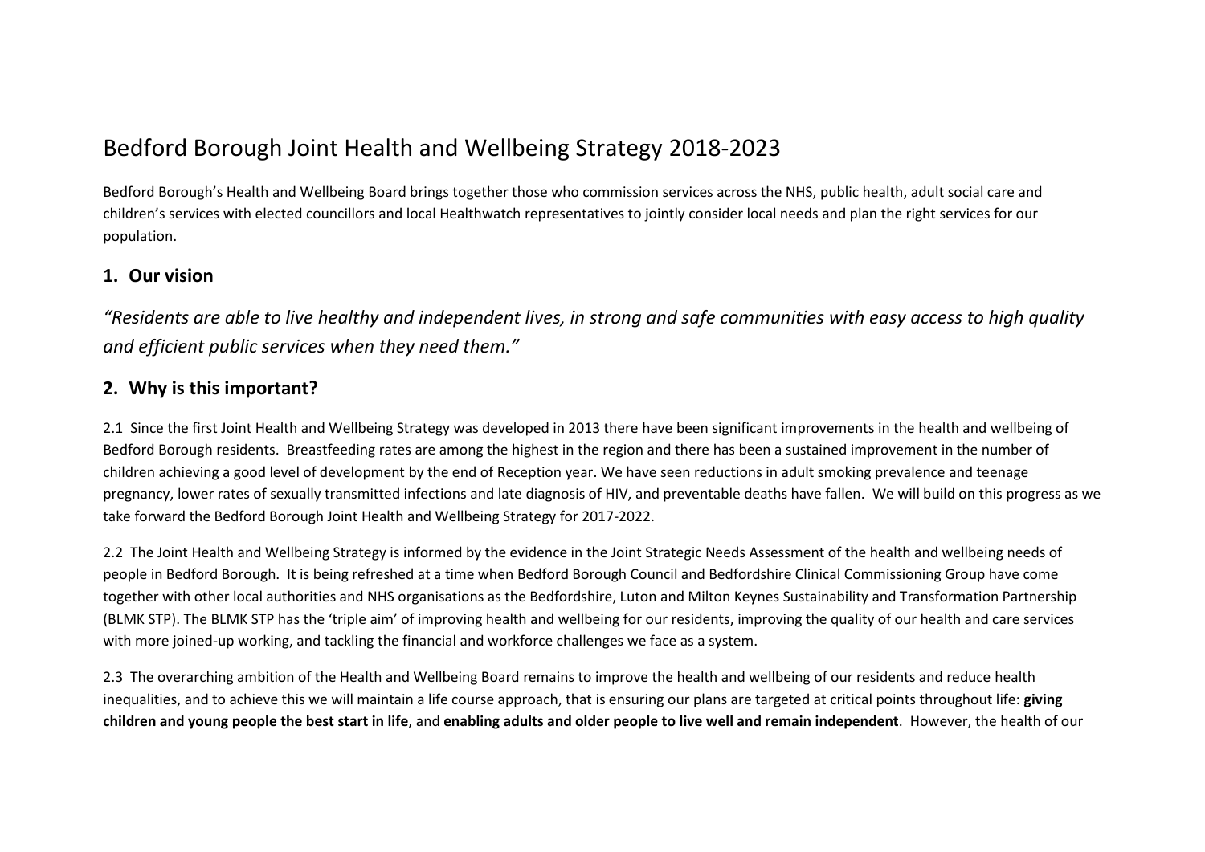# Bedford Borough Joint Health and Wellbeing Strategy 2018-2023

Bedford Borough's Health and Wellbeing Board brings together those who commission services across the NHS, public health, adult social care and children's services with elected councillors and local Healthwatch representatives to jointly consider local needs and plan the right services for our population.

## 1. Our vision

*"Residents are able to live healthy and independent lives, in strong and safe communities with easy access to high quality and efficient public services when they need them."*

## 2. Why is this important?

2.1 Since the first Joint Health and Wellbeing Strategy was developed in 2013 there have been significant improvements in the health and wellbeing of Bedford Borough residents. Breastfeeding rates are among the highest in the region and there has been a sustained improvement in the number of children achieving a good level of development by the end of Reception year. We have seen reductions in adult smoking prevalence and teenage pregnancy, lower rates of sexually transmitted infections and late diagnosis of HIV, and preventable deaths have fallen. We will build on this progress as we take forward the Bedford Borough Joint Health and Wellbeing Strategy for 2017-2022.

2.2 The Joint Health and Wellbeing Strategy is informed by the evidence in the Joint Strategic Needs Assessment of the health and wellbeing needs of people in Bedford Borough. It is being refreshed at a time when Bedford Borough Council and Bedfordshire Clinical Commissioning Group have come together with other local authorities and NHS organisations as the Bedfordshire, Luton and Milton Keynes Sustainability and Transformation Partnership (BLMK STP). The BLMK STP has the 'triple aim' of improving health and wellbeing for our residents, improving the quality of our health and care services with more joined-up working, and tackling the financial and workforce challenges we face as a system.

2.3 The overarching ambition of the Health and Wellbeing Board remains to improve the health and wellbeing of our residents and reduce health inequalities, and to achieve this we will maintain a life course approach, that is ensuring our plans are targeted at critical points throughout life: **giving children and young people the best start in life**, and **enabling adults and older people to live well and remain independent**. However, the health of our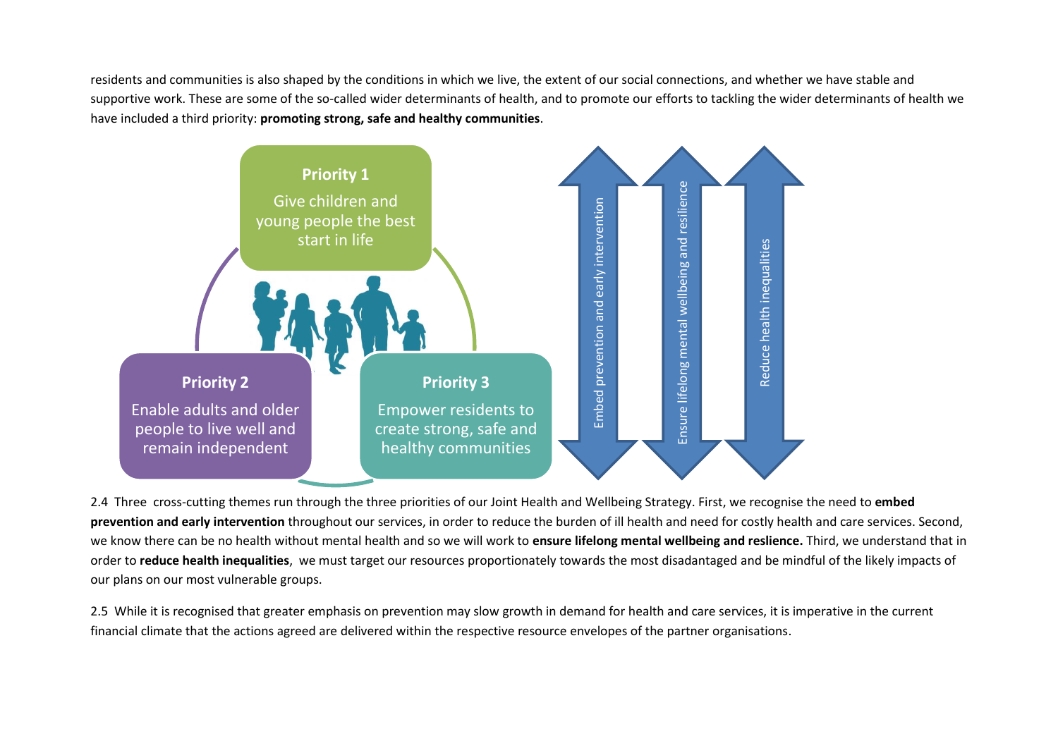residents and communities is also shaped by the conditions in which we live, the extent of our social connections, and whether we have stable and supportive work. These are some of the so-called wider determinants of health, and to promote our efforts to tackling the wider determinants of health we have included a third priority: **promoting strong, safe and healthy communities**.

**Priority 1**
Give children and young people the best start in life

**Priority 2**
Enable adults and older people to live well and remain independent

**Priority 3**
Empower residents to create strong, safe and healthy communities

Embed prevention and early intervention

Ensure lifelong mental wellbeing and resilience

Reduce health inequalities

2.4 Three cross-cutting themes run through the three priorities of our Joint Health and Wellbeing Strategy. First, we recognise the need to **embed prevention and early intervention** throughout our services, in order to reduce the burden of ill health and need for costly health and care services. Second, we know there can be no health without mental health and so we will work to **ensure lifelong mental wellbeing and reslience.** Third, we understand that in order to **reduce health inequalities**, we must target our resources proportionately towards the most disadantaged and be mindful of the likely impacts of our plans on our most vulnerable groups.

2.5 While it is recognised that greater emphasis on prevention may slow growth in demand for health and care services, it is imperative in the current financial climate that the actions agreed are delivered within the respective resource envelopes of the partner organisations.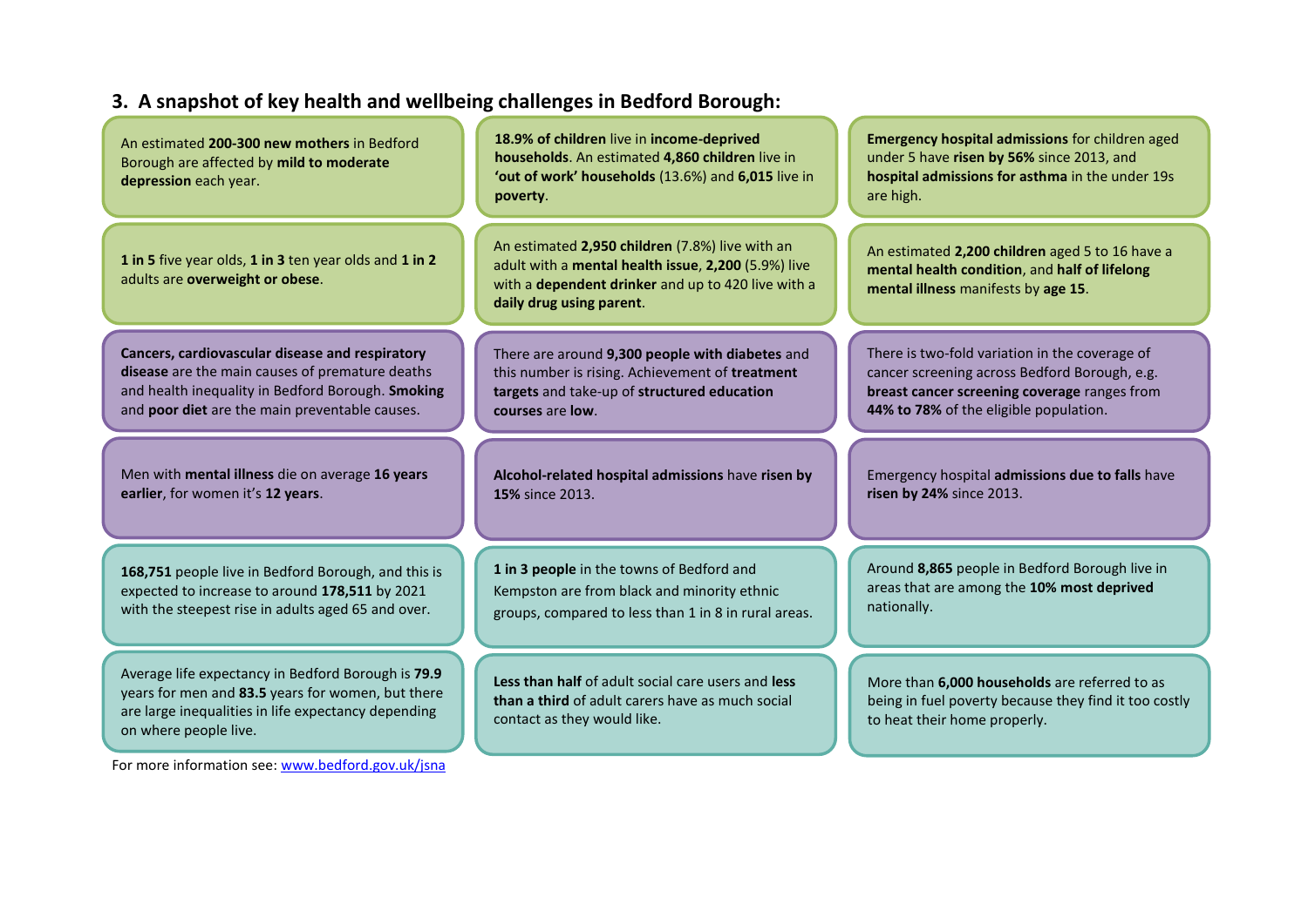## 3. A snapshot of key health and wellbeing challenges in Bedford Borough:

An estimated **200-300 new mothers** in Bedford Borough are affected by **mild to moderate depression** each year.

**18.9% of children** live in **income-deprived households**. An estimated **4,860 children** live in **'out of work' households** (13.6%) and **6,015** live in **poverty**.

**Emergency hospital admissions** for children aged under 5 have **risen by 56%** since 2013, and **hospital admissions for asthma** in the under 19s are high.

**1 in 5** five year olds, **1 in 3** ten year olds and **1 in 2** adults are **overweight or obese**.

An estimated **2,950 children** (7.8%) live with an adult with a **mental health issue**, **2,200** (5.9%) live with a **dependent drinker** and up to 420 live with a **daily drug using parent**.

An estimated **2,200 children** aged 5 to 16 have a **mental health condition**, and **half of lifelong mental illness** manifests by **age 15**.

**Cancers, cardiovascular disease and respiratory disease** are the main causes of premature deaths and health inequality in Bedford Borough. **Smoking** and **poor diet** are the main preventable causes.

There are around **9,300 people with diabetes** and this number is rising. Achievement of **treatment targets** and take-up of **structured education courses** are **low**.

There is two-fold variation in the coverage of cancer screening across Bedford Borough, e.g. **breast cancer screening coverage** ranges from **44% to 78%** of the eligible population.

Men with **mental illness** die on average **16 years earlier**, for women it's **12 years**.

**Alcohol-related hospital admissions** have **risen by 15%** since 2013.

Emergency hospital **admissions due to falls** have **risen by 24%** since 2013.

**168,751** people live in Bedford Borough, and this is expected to increase to around **178,511** by 2021 with the steepest rise in adults aged 65 and over.

**1 in 3 people** in the towns of Bedford and Kempston are from black and minority ethnic groups, compared to less than 1 in 8 in rural areas.

Around **8,865** people in Bedford Borough live in areas that are among the **10% most deprived** nationally.

Average life expectancy in Bedford Borough is **79.9** years for men and **83.5** years for women, but there are large inequalities in life expectancy depending on where people live.

**Less than half** of adult social care users and **less than a third** of adult carers have as much social contact as they would like.

More than **6,000 households** are referred to as being in fuel poverty because they find it too costly to heat their home properly.

For more information see: [www.bedford.gov.uk/jsna](www.bedford.gov.uk/jsna)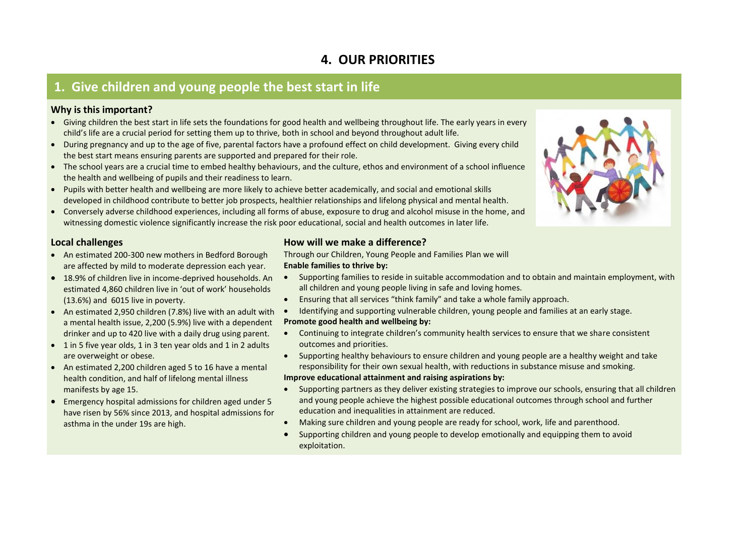# 4. OUR PRIORITIES

## 1. Give children and young people the best start in life

### Why is this important?

- Giving children the best start in life sets the foundations for good health and wellbeing throughout life. The early years in every child's life are a crucial period for setting them up to thrive, both in school and beyond throughout adult life.
- During pregnancy and up to the age of five, parental factors have a profound effect on child development. Giving every child the best start means ensuring parents are supported and prepared for their role.
- The school years are a crucial time to embed healthy behaviours, and the culture, ethos and environment of a school influence the health and wellbeing of pupils and their readiness to learn.
- Pupils with better health and wellbeing are more likely to achieve better academically, and social and emotional skills developed in childhood contribute to better job prospects, healthier relationships and lifelong physical and mental health.
- Conversely adverse childhood experiences, including all forms of abuse, exposure to drug and alcohol misuse in the home, and witnessing domestic violence significantly increase the risk poor educational, social and health outcomes in later life.

### Local challenges

- An estimated 200-300 new mothers in Bedford Borough are affected by mild to moderate depression each year.
- 18.9% of children live in income-deprived households. An estimated 4,860 children live in 'out of work' households (13.6%) and 6015 live in poverty.
- An estimated 2,950 children (7.8%) live with an adult with a mental health issue, 2,200 (5.9%) live with a dependent drinker and up to 420 live with a daily drug using parent.
- 1 in 5 five year olds, 1 in 3 ten year olds and 1 in 2 adults are overweight or obese.
- An estimated 2,200 children aged 5 to 16 have a mental health condition, and half of lifelong mental illness manifests by age 15.
- Emergency hospital admissions for children aged under 5 have risen by 56% since 2013, and hospital admissions for asthma in the under 19s are high.

### How will we make a difference?

Through our Children, Young People and Families Plan we will

**Enable families to thrive by:**

- Supporting families to reside in suitable accommodation and to obtain and maintain employment, with all children and young people living in safe and loving homes.
- Ensuring that all services "think family" and take a whole family approach.
- Identifying and supporting vulnerable children, young people and families at an early stage.

**Promote good health and wellbeing by:**

- Continuing to integrate children's community health services to ensure that we share consistent outcomes and priorities.
- Supporting healthy behaviours to ensure children and young people are a healthy weight and take responsibility for their own sexual health, with reductions in substance misuse and smoking.

**Improve educational attainment and raising aspirations by:**

- Supporting partners as they deliver existing strategies to improve our schools, ensuring that all children and young people achieve the highest possible educational outcomes through school and further education and inequalities in attainment are reduced.
- Making sure children and young people are ready for school, work, life and parenthood.
- Supporting children and young people to develop emotionally and equipping them to avoid exploitation.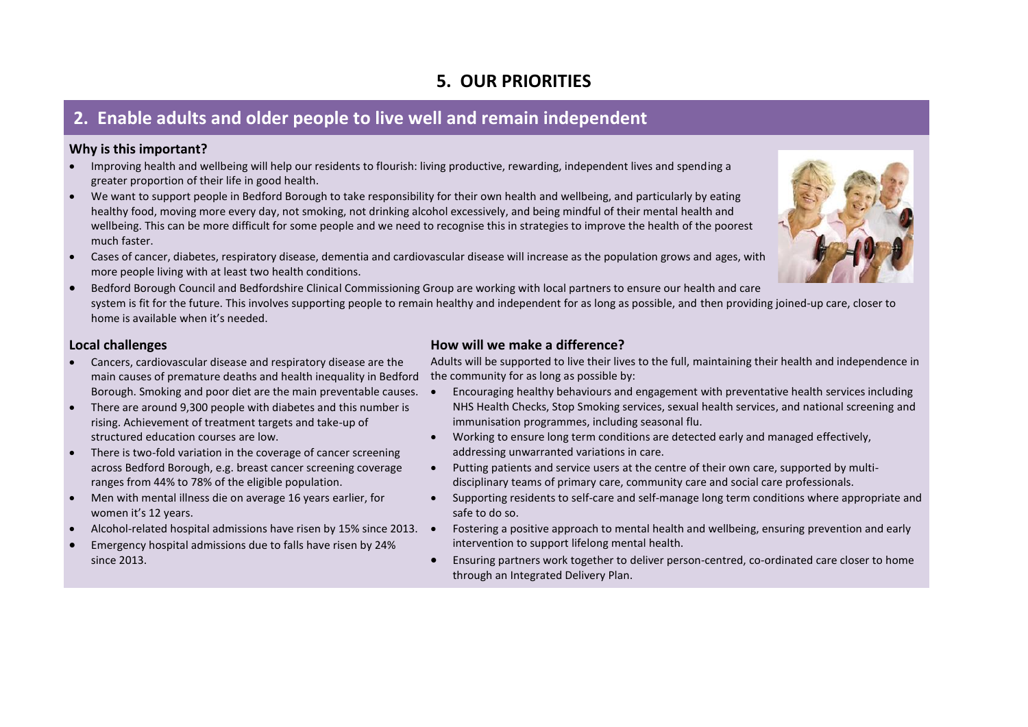# 5. OUR PRIORITIES

## 2. Enable adults and older people to live well and remain independent

### Why is this important?

- Improving health and wellbeing will help our residents to flourish: living productive, rewarding, independent lives and spending a greater proportion of their life in good health.
- We want to support people in Bedford Borough to take responsibility for their own health and wellbeing, and particularly by eating healthy food, moving more every day, not smoking, not drinking alcohol excessively, and being mindful of their mental health and wellbeing. This can be more difficult for some people and we need to recognise this in strategies to improve the health of the poorest much faster.
- Cases of cancer, diabetes, respiratory disease, dementia and cardiovascular disease will increase as the population grows and ages, with more people living with at least two health conditions.
- Bedford Borough Council and Bedfordshire Clinical Commissioning Group are working with local partners to ensure our health and care system is fit for the future. This involves supporting people to remain healthy and independent for as long as possible, and then providing joined-up care, closer to home is available when it's needed.

### Local challenges

- Cancers, cardiovascular disease and respiratory disease are the main causes of premature deaths and health inequality in Bedford Borough. Smoking and poor diet are the main preventable causes.
- There are around 9,300 people with diabetes and this number is rising. Achievement of treatment targets and take-up of structured education courses are low.
- There is two-fold variation in the coverage of cancer screening across Bedford Borough, e.g. breast cancer screening coverage ranges from 44% to 78% of the eligible population.
- Men with mental illness die on average 16 years earlier, for women it's 12 years.
- Alcohol-related hospital admissions have risen by 15% since 2013.
- Emergency hospital admissions due to falls have risen by 24% since 2013.

### How will we make a difference?

Adults will be supported to live their lives to the full, maintaining their health and independence in the community for as long as possible by:

- Encouraging healthy behaviours and engagement with preventative health services including NHS Health Checks, Stop Smoking services, sexual health services, and national screening and immunisation programmes, including seasonal flu.
- Working to ensure long term conditions are detected early and managed effectively, addressing unwarranted variations in care.
- Putting patients and service users at the centre of their own care, supported by multi-disciplinary teams of primary care, community care and social care professionals.
- Supporting residents to self-care and self-manage long term conditions where appropriate and safe to do so.
- Fostering a positive approach to mental health and wellbeing, ensuring prevention and early intervention to support lifelong mental health.
- Ensuring partners work together to deliver person-centred, co-ordinated care closer to home through an Integrated Delivery Plan.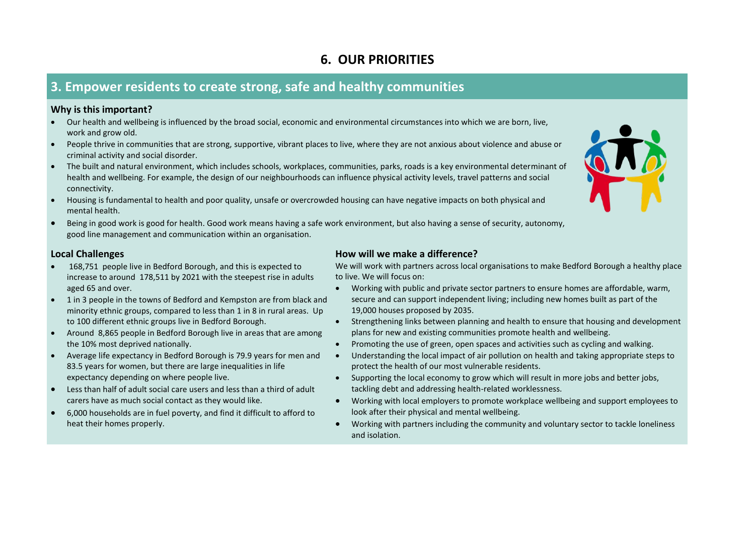# 6. OUR PRIORITIES

## 3. Empower residents to create strong, safe and healthy communities

### Why is this important?

- Our health and wellbeing is influenced by the broad social, economic and environmental circumstances into which we are born, live, work and grow old.
- People thrive in communities that are strong, supportive, vibrant places to live, where they are not anxious about violence and abuse or criminal activity and social disorder.
- The built and natural environment, which includes schools, workplaces, communities, parks, roads is a key environmental determinant of health and wellbeing. For example, the design of our neighbourhoods can influence physical activity levels, travel patterns and social connectivity.
- Housing is fundamental to health and poor quality, unsafe or overcrowded housing can have negative impacts on both physical and mental health.
- Being in good work is good for health. Good work means having a safe work environment, but also having a sense of security, autonomy, good line management and communication within an organisation.

### Local Challenges

- 168,751 people live in Bedford Borough, and this is expected to increase to around 178,511 by 2021 with the steepest rise in adults aged 65 and over.
- 1 in 3 people in the towns of Bedford and Kempston are from black and minority ethnic groups, compared to less than 1 in 8 in rural areas. Up to 100 different ethnic groups live in Bedford Borough.
- Around 8,865 people in Bedford Borough live in areas that are among the 10% most deprived nationally.
- Average life expectancy in Bedford Borough is 79.9 years for men and 83.5 years for women, but there are large inequalities in life expectancy depending on where people live.
- Less than half of adult social care users and less than a third of adult carers have as much social contact as they would like.
- 6,000 households are in fuel poverty, and find it difficult to afford to heat their homes properly.

### How will we make a difference?

We will work with partners across local organisations to make Bedford Borough a healthy place to live. We will focus on:

- Working with public and private sector partners to ensure homes are affordable, warm, secure and can support independent living; including new homes built as part of the 19,000 houses proposed by 2035.
- Strengthening links between planning and health to ensure that housing and development plans for new and existing communities promote health and wellbeing.
- Promoting the use of green, open spaces and activities such as cycling and walking.
- Understanding the local impact of air pollution on health and taking appropriate steps to protect the health of our most vulnerable residents.
- Supporting the local economy to grow which will result in more jobs and better jobs, tackling debt and addressing health-related worklessness.
- Working with local employers to promote workplace wellbeing and support employees to look after their physical and mental wellbeing.
- Working with partners including the community and voluntary sector to tackle loneliness and isolation.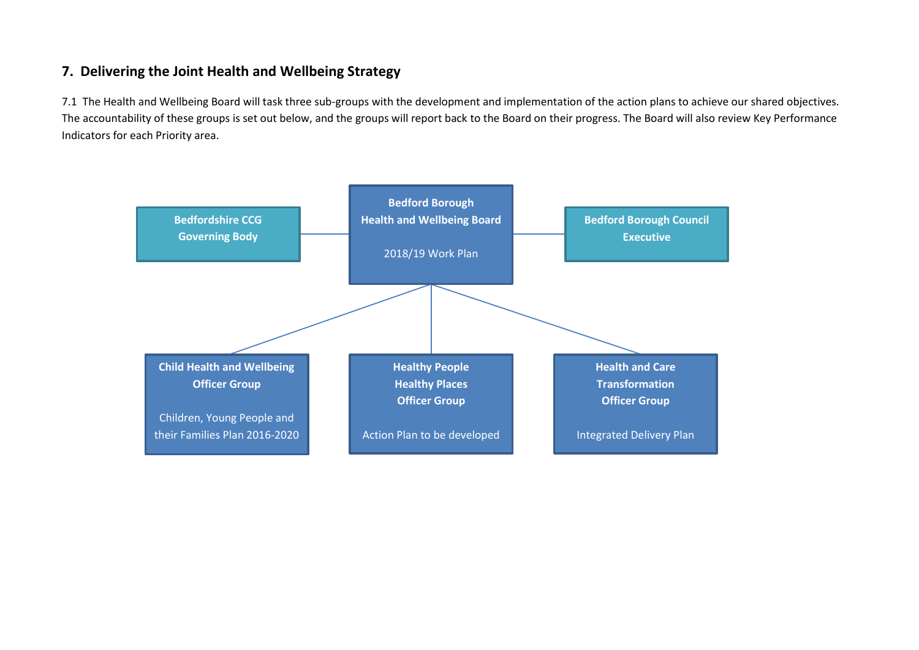## 7. Delivering the Joint Health and Wellbeing Strategy

7.1 The Health and Wellbeing Board will task three sub-groups with the development and implementation of the action plans to achieve our shared objectives. The accountability of these groups is set out below, and the groups will report back to the Board on their progress. The Board will also review Key Performance Indicators for each Priority area.

**Bedfordshire CCG Governing Body**

**Bedford Borough Health and Wellbeing Board**

2018/19 Work Plan

**Bedford Borough Council Executive**

**Child Health and Wellbeing Officer Group**

Children, Young People and their Families Plan 2016-2020

**Healthy People Healthy Places Officer Group**

Action Plan to be developed

**Health and Care Transformation Officer Group**

Integrated Delivery Plan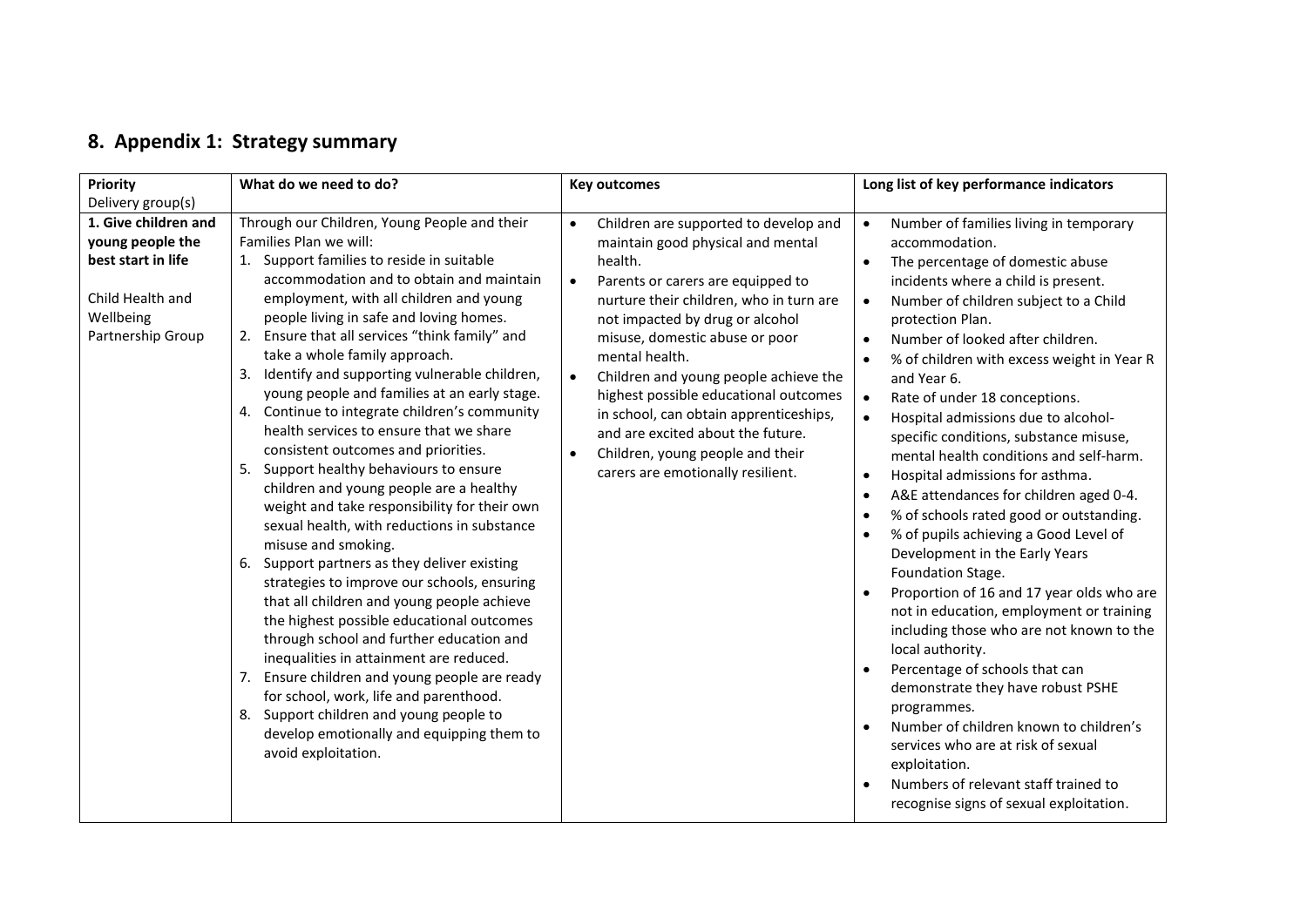## 8. Appendix 1: Strategy summary

| **Priority**<br>Delivery group(s) | **What do we need to do?** | **Key outcomes** | **Long list of key performance indicators** |
|---|---|---|---|
| **1. Give children and young people the best start in life**<br><br>Child Health and Wellbeing Partnership Group | Through our Children, Young People and their Families Plan we will:<br>1. Support families to reside in suitable accommodation and to obtain and maintain employment, with all children and young people living in safe and loving homes.<br>2. Ensure that all services "think family" and take a whole family approach.<br>3. Identify and supporting vulnerable children, young people and families at an early stage.<br>4. Continue to integrate children's community health services to ensure that we share consistent outcomes and priorities.<br>5. Support healthy behaviours to ensure children and young people are a healthy weight and take responsibility for their own sexual health, with reductions in substance misuse and smoking.<br>6. Support partners as they deliver existing strategies to improve our schools, ensuring that all children and young people achieve the highest possible educational outcomes through school and further education and inequalities in attainment are reduced.<br>7. Ensure children and young people are ready for school, work, life and parenthood.<br>8. Support children and young people to develop emotionally and equipping them to avoid exploitation. | • Children are supported to develop and maintain good physical and mental health.<br>• Parents or carers are equipped to nurture their children, who in turn are not impacted by drug or alcohol misuse, domestic abuse or poor mental health.<br>• Children and young people achieve the highest possible educational outcomes in school, can obtain apprenticeships, and are excited about the future.<br>• Children, young people and their carers are emotionally resilient. | • Number of families living in temporary accommodation.<br>• The percentage of domestic abuse incidents where a child is present.<br>• Number of children subject to a Child protection Plan.<br>• Number of looked after children.<br>• % of children with excess weight in Year R and Year 6.<br>• Rate of under 18 conceptions.<br>• Hospital admissions due to alcohol-specific conditions, substance misuse, mental health conditions and self-harm.<br>• Hospital admissions for asthma.<br>• A&E attendances for children aged 0-4.<br>• % of schools rated good or outstanding.<br>• % of pupils achieving a Good Level of Development in the Early Years Foundation Stage.<br>• Proportion of 16 and 17 year olds who are not in education, employment or training including those who are not known to the local authority.<br>• Percentage of schools that can demonstrate they have robust PSHE programmes.<br>• Number of children known to children's services who are at risk of sexual exploitation.<br>• Numbers of relevant staff trained to recognise signs of sexual exploitation. |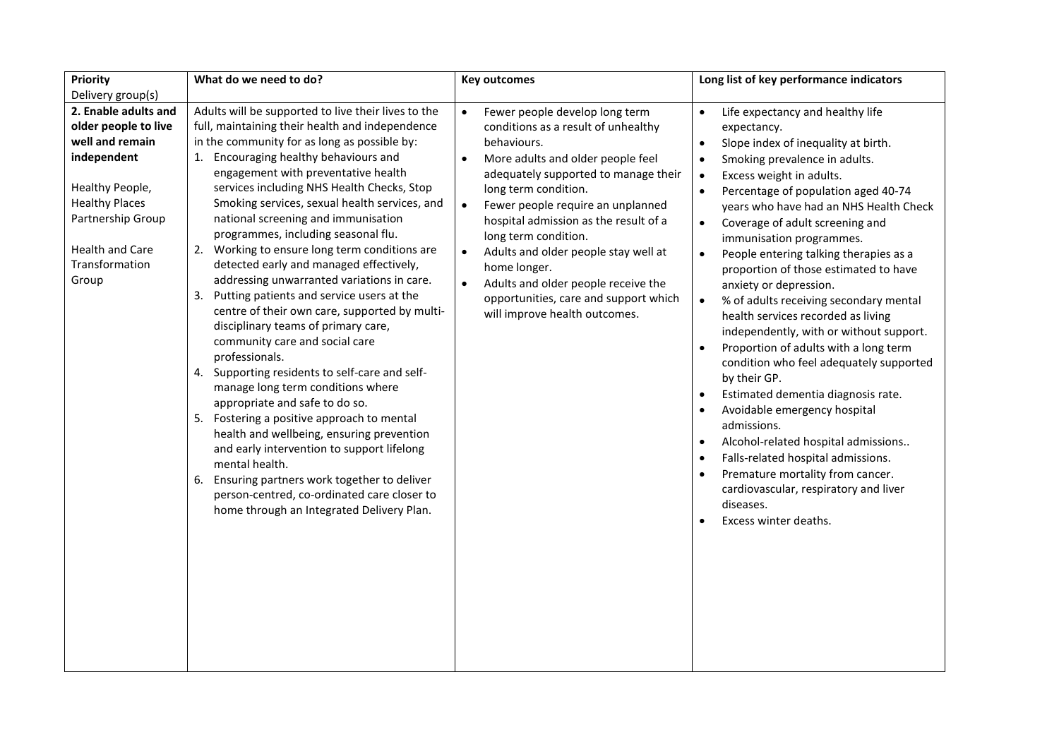| **Priority**<br>Delivery group(s) | **What do we need to do?** | **Key outcomes** | **Long list of key performance indicators** |
|---|---|---|---|
| **2. Enable adults and older people to live well and remain independent**<br><br>Healthy People, Healthy Places Partnership Group<br><br>Health and Care Transformation Group | Adults will be supported to live their lives to the full, maintaining their health and independence in the community for as long as possible by:<br>1. Encouraging healthy behaviours and engagement with preventative health services including NHS Health Checks, Stop Smoking services, sexual health services, and national screening and immunisation programmes, including seasonal flu.<br>2. Working to ensure long term conditions are detected early and managed effectively, addressing unwarranted variations in care.<br>3. Putting patients and service users at the centre of their own care, supported by multi-disciplinary teams of primary care, community care and social care professionals.<br>4. Supporting residents to self-care and self-manage long term conditions where appropriate and safe to do so.<br>5. Fostering a positive approach to mental health and wellbeing, ensuring prevention and early intervention to support lifelong mental health.<br>6. Ensuring partners work together to deliver person-centred, co-ordinated care closer to home through an Integrated Delivery Plan. | • Fewer people develop long term conditions as a result of unhealthy behaviours.<br>• More adults and older people feel adequately supported to manage their long term condition.<br>• Fewer people require an unplanned hospital admission as the result of a long term condition.<br>• Adults and older people stay well at home longer.<br>• Adults and older people receive the opportunities, care and support which will improve health outcomes. | • Life expectancy and healthy life expectancy.<br>• Slope index of inequality at birth.<br>• Smoking prevalence in adults.<br>• Excess weight in adults.<br>• Percentage of population aged 40-74 years who have had an NHS Health Check<br>• Coverage of adult screening and immunisation programmes.<br>• People entering talking therapies as a proportion of those estimated to have anxiety or depression.<br>• % of adults receiving secondary mental health services recorded as living independently, with or without support.<br>• Proportion of adults with a long term condition who feel adequately supported by their GP.<br>• Estimated dementia diagnosis rate.<br>• Avoidable emergency hospital admissions.<br>• Alcohol-related hospital admissions..<br>• Falls-related hospital admissions.<br>• Premature mortality from cancer. cardiovascular, respiratory and liver diseases.<br>• Excess winter deaths. |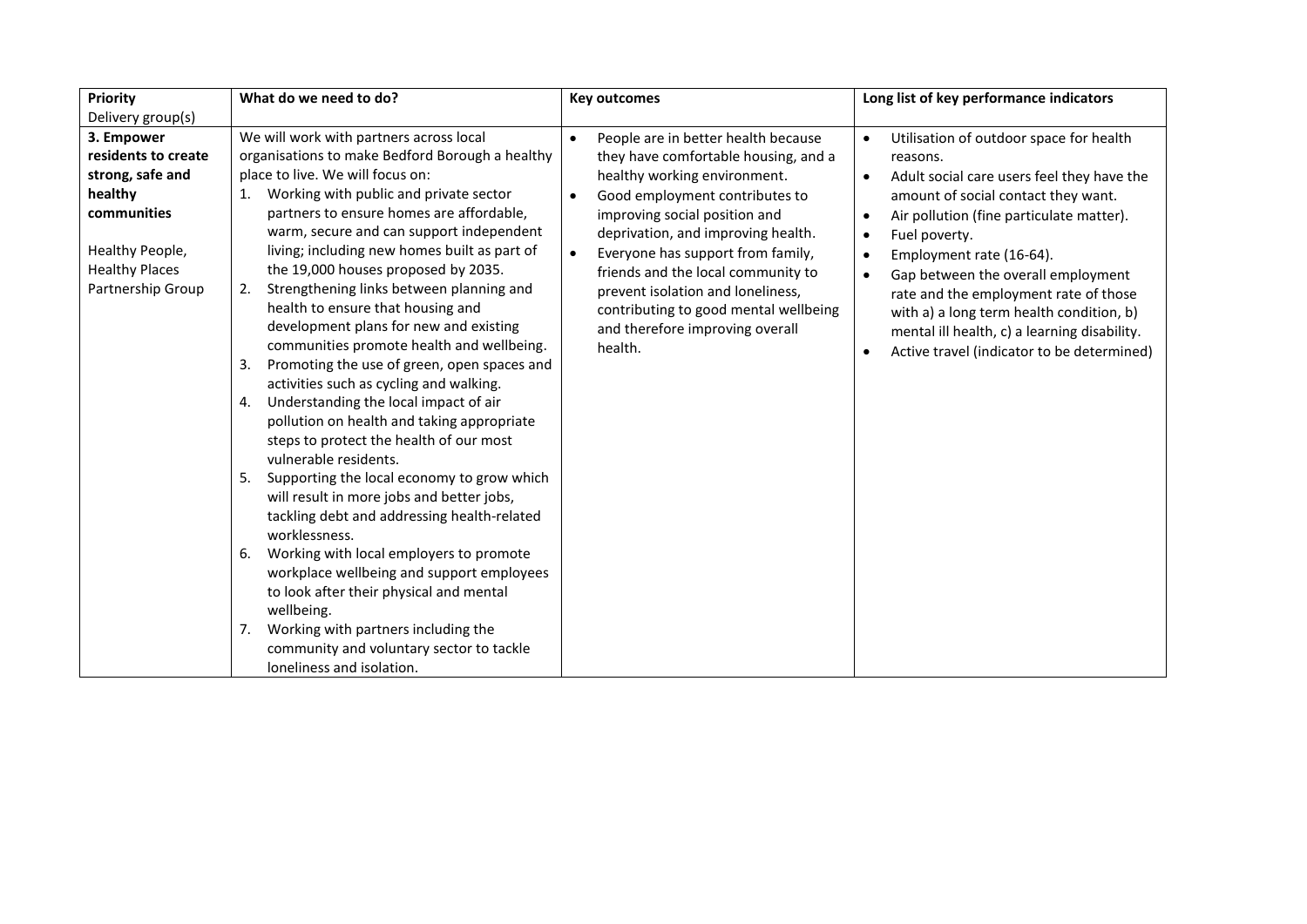| **Priority**<br>Delivery group(s) | **What do we need to do?** | **Key outcomes** | **Long list of key performance indicators** |
|---|---|---|---|
| **3. Empower residents to create strong, safe and healthy communities**<br><br>Healthy People, Healthy Places Partnership Group | We will work with partners across local organisations to make Bedford Borough a healthy place to live. We will focus on:<br>1. Working with public and private sector partners to ensure homes are affordable, warm, secure and can support independent living; including new homes built as part of the 19,000 houses proposed by 2035.<br>2. Strengthening links between planning and health to ensure that housing and development plans for new and existing communities promote health and wellbeing.<br>3. Promoting the use of green, open spaces and activities such as cycling and walking.<br>4. Understanding the local impact of air pollution on health and taking appropriate steps to protect the health of our most vulnerable residents.<br>5. Supporting the local economy to grow which will result in more jobs and better jobs, tackling debt and addressing health-related worklessness.<br>6. Working with local employers to promote workplace wellbeing and support employees to look after their physical and mental wellbeing.<br>7. Working with partners including the community and voluntary sector to tackle loneliness and isolation. | • People are in better health because they have comfortable housing, and a healthy working environment.<br>• Good employment contributes to improving social position and deprivation, and improving health.<br>• Everyone has support from family, friends and the local community to prevent isolation and loneliness, contributing to good mental wellbeing and therefore improving overall health. | • Utilisation of outdoor space for health reasons.<br>• Adult social care users feel they have the amount of social contact they want.<br>• Air pollution (fine particulate matter).<br>• Fuel poverty.<br>• Employment rate (16-64).<br>• Gap between the overall employment rate and the employment rate of those with a) a long term health condition, b) mental ill health, c) a learning disability.<br>• Active travel (indicator to be determined) |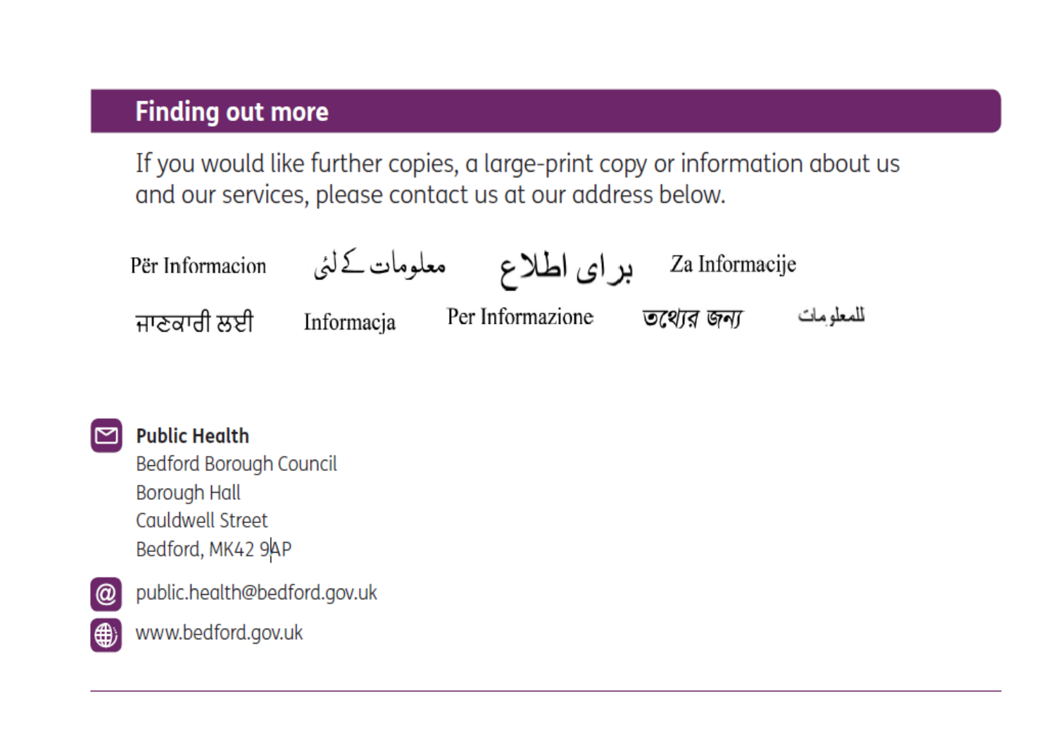## Finding out more

If you would like further copies, a large-print copy or information about us and our services, please contact us at our address below.

Për Informacion معلومات کے لئے برای اطلاع Za Informacije

ਜਾਣਕਾਰੀ ਲਈ Informacja Per Informazione তথ্যের জন্য للمعلومات

**Public Health**
Bedford Borough Council
Borough Hall
Cauldwell Street
Bedford, MK42 9AP

public.health@bedford.gov.uk

www.bedford.gov.uk